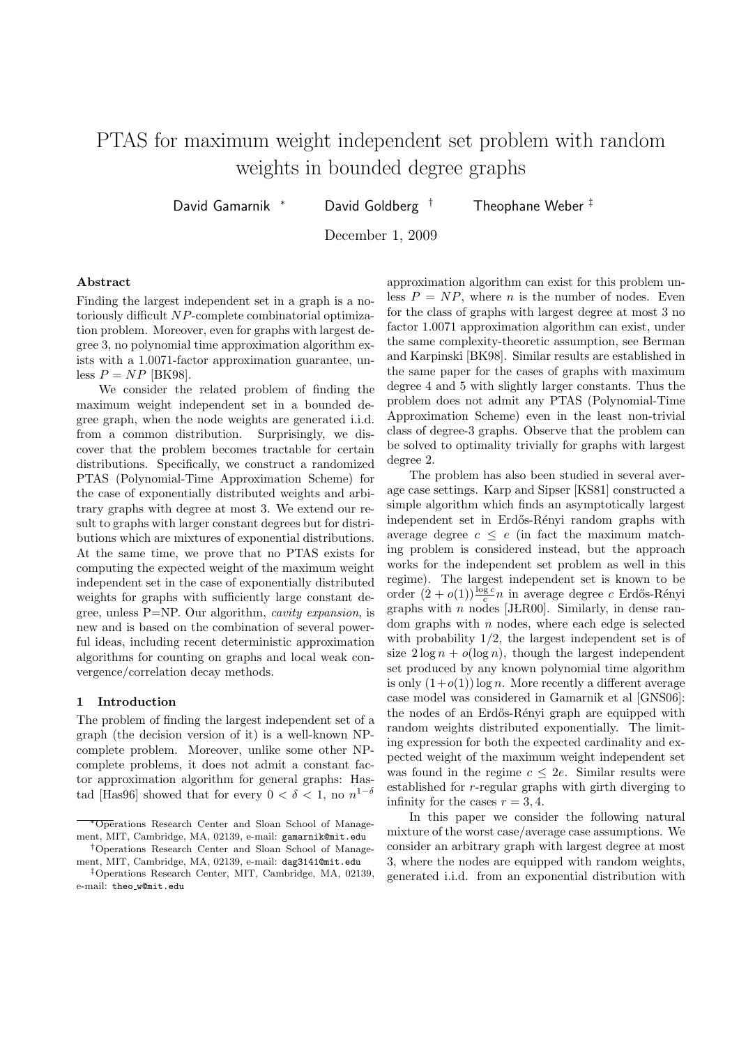# PTAS for maximum weight independent set problem with random weights in bounded degree graphs

David Gamarnik [*] David Goldberg [†] Theophane Weber [‡]

December 1, 2009

### Abstract

Finding the largest independent set in a graph is a notoriously difficult $NP$-complete combinatorial optimization problem. Moreover, even for graphs with largest degree 3, no polynomial time approximation algorithm exists with a 1.0071-factor approximation guarantee, unless $P = NP$ [BK98].

We consider the related problem of finding the maximum weight independent set in a bounded degree graph, when the node weights are generated i.i.d. from a common distribution. Surprisingly, we discover that the problem becomes tractable for certain distributions. Specifically, we construct a randomized PTAS (Polynomial-Time Approximation Scheme) for the case of exponentially distributed weights and arbitrary graphs with degree at most 3. We extend our result to graphs with larger constant degrees but for distributions which are mixtures of exponential distributions. At the same time, we prove that no PTAS exists for computing the expected weight of the maximum weight independent set in the case of exponentially distributed weights for graphs with sufficiently large constant degree, unless P=NP. Our algorithm, *cavity expansion*, is new and is based on the combination of several powerful ideas, including recent deterministic approximation algorithms for counting on graphs and local weak convergence/correlation decay methods.

## 1 Introduction

The problem of finding the largest independent set of a graph (the decision version of it) is a well-known NP-complete problem. Moreover, unlike some other NP-complete problems, it does not admit a constant factor approximation algorithm for general graphs: Hastad [Has96] showed that for every $0 < \delta < 1$, no $n^{1-\delta}$ approximation algorithm can exist for this problem unless $P = NP$, where $n$ is the number of nodes. Even for the class of graphs with largest degree at most 3 no factor 1.0071 approximation algorithm can exist, under the same complexity-theoretic assumption, see Berman and Karpinski [BK98]. Similar results are established in the same paper for the cases of graphs with maximum degree 4 and 5 with slightly larger constants. Thus the problem does not admit any PTAS (Polynomial-Time Approximation Scheme) even in the least non-trivial class of degree-3 graphs. Observe that the problem can be solved to optimality trivially for graphs with largest degree 2.

The problem has also been studied in several average case settings. Karp and Sipser [KS81] constructed a simple algorithm which finds an asymptotically largest independent set in Erdős-Rényi random graphs with average degree $c \le e$ (in fact the maximum matching problem is considered instead, but the approach works for the independent set problem as well in this regime). The largest independent set is known to be order $(2 + o(1))\frac{\log c}{c}n$ in average degree $c$ Erdős-Rényi graphs with $n$ nodes [JŁR00]. Similarly, in dense random graphs with $n$ nodes, where each edge is selected with probability 1/2, the largest independent set is of size $2\log n + o(\log n)$, though the largest independent set produced by any known polynomial time algorithm is only $(1+o(1))\log n$. More recently a different average case model was considered in Gamarnik et al [GNS06]: the nodes of an Erdős-Rényi graph are equipped with random weights distributed exponentially. The limiting expression for both the expected cardinality and expected weight of the maximum weight independent set was found in the regime $c \le 2e$. Similar results were established for $r$-regular graphs with girth diverging to infinity for the cases $r = 3, 4$.

In this paper we consider the following natural mixture of the worst case/average case assumptions. We consider an arbitrary graph with largest degree at most 3, where the nodes are equipped with random weights, generated i.i.d. from an exponential distribution with

---

[*] Operations Research Center and Sloan School of Management, MIT, Cambridge, MA, 02139, e-mail: gamarnik@mit.edu

[†] Operations Research Center and Sloan School of Management, MIT, Cambridge, MA, 02139, e-mail: dag3141@mit.edu

[‡] Operations Research Center, MIT, Cambridge, MA, 02139, e-mail: theo_w@mit.edu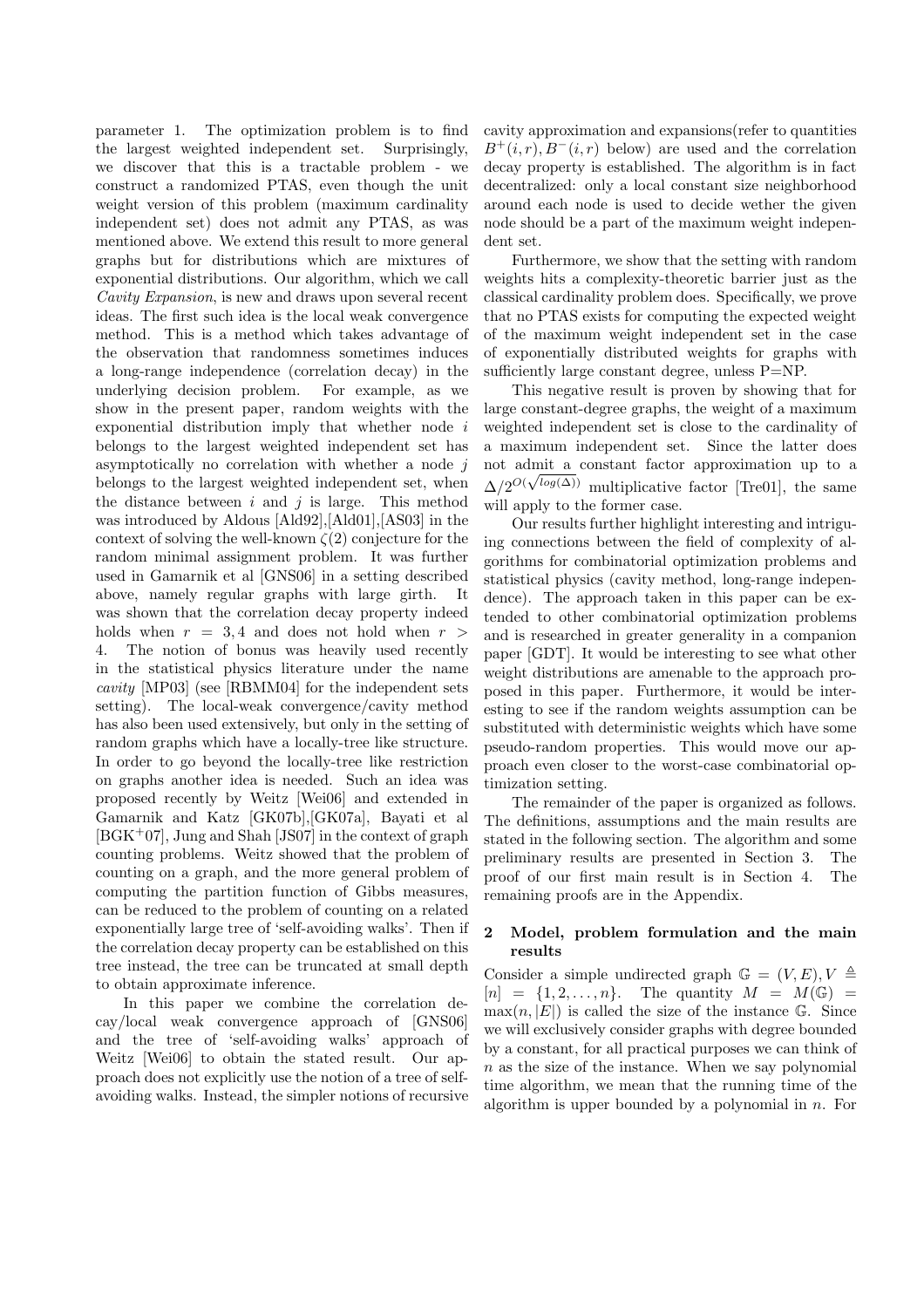parameter 1. The optimization problem is to find the largest weighted independent set. Surprisingly, we discover that this is a tractable problem - we construct a randomized PTAS, even though the unit weight version of this problem (maximum cardinality independent set) does not admit any PTAS, as was mentioned above. We extend this result to more general graphs but for distributions which are mixtures of exponential distributions. Our algorithm, which we call *Cavity Expansion*, is new and draws upon several recent ideas. The first such idea is the local weak convergence method. This is a method which takes advantage of the observation that randomness sometimes induces a long-range independence (correlation decay) in the underlying decision problem. For example, as we show in the present paper, random weights with the exponential distribution imply that whether node $i$ belongs to the largest weighted independent set has asymptotically no correlation with whether a node $j$ belongs to the largest weighted independent set, when the distance between $i$ and $j$ is large. This method was introduced by Aldous [Ald92],[Ald01],[AS03] in the context of solving the well-known $\zeta(2)$ conjecture for the random minimal assignment problem. It was further used in Gamarnik et al [GNS06] in a setting described above, namely regular graphs with large girth. It was shown that the correlation decay property indeed holds when $r = 3, 4$ and does not hold when $r > 4$. The notion of bonus was heavily used recently in the statistical physics literature under the name *cavity* [MP03] (see [RBMM04] for the independent sets setting). The local-weak convergence/cavity method has also been used extensively, but only in the setting of random graphs which have a locally-tree like structure. In order to go beyond the locally-tree like restriction on graphs another idea is needed. Such an idea was proposed recently by Weitz [Wei06] and extended in Gamarnik and Katz [GK07b],[GK07a], Bayati et al [BGK+07], Jung and Shah [JS07] in the context of graph counting problems. Weitz showed that the problem of counting on a graph, and the more general problem of computing the partition function of Gibbs measures, can be reduced to the problem of counting on a related exponentially large tree of 'self-avoiding walks'. Then if the correlation decay property can be established on this tree instead, the tree can be truncated at small depth to obtain approximate inference.

In this paper we combine the correlation decay/local weak convergence approach of [GNS06] and the tree of 'self-avoiding walks' approach of Weitz [Wei06] to obtain the stated result. Our approach does not explicitly use the notion of a tree of self-avoiding walks. Instead, the simpler notions of recursive cavity approximation and expansions(refer to quantities $B^+(i, r), B^-(i, r)$ below) are used and the correlation decay property is established. The algorithm is in fact decentralized: only a local constant size neighborhood around each node is used to decide wether the given node should be a part of the maximum weight independent set.

Furthermore, we show that the setting with random weights hits a complexity-theoretic barrier just as the classical cardinality problem does. Specifically, we prove that no PTAS exists for computing the expected weight of the maximum weight independent set in the case of exponentially distributed weights for graphs with sufficiently large constant degree, unless P=NP.

This negative result is proven by showing that for large constant-degree graphs, the weight of a maximum weighted independent set is close to the cardinality of a maximum independent set. Since the latter does not admit a constant factor approximation up to a $\Delta/2^{O(\sqrt{log(\Delta)})}$ multiplicative factor [Tre01], the same will apply to the former case.

Our results further highlight interesting and intriguing connections between the field of complexity of algorithms for combinatorial optimization problems and statistical physics (cavity method, long-range independence). The approach taken in this paper can be extended to other combinatorial optimization problems and is researched in greater generality in a companion paper [GDT]. It would be interesting to see what other weight distributions are amenable to the approach proposed in this paper. Furthermore, it would be interesting to see if the random weights assumption can be substituted with deterministic weights which have some pseudo-random properties. This would move our approach even closer to the worst-case combinatorial optimization setting.

The remainder of the paper is organized as follows. The definitions, assumptions and the main results are stated in the following section. The algorithm and some preliminary results are presented in Section 3. The proof of our first main result is in Section 4. The remaining proofs are in the Appendix.

## 2 Model, problem formulation and the main results

Consider a simple undirected graph $\mathbb{G} = (V, E), V \triangleq [n] = \{1, 2, \ldots, n\}$. The quantity $M = M(\mathbb{G}) = \max(n, |E|)$ is called the size of the instance $\mathbb{G}$. Since we will exclusively consider graphs with degree bounded by a constant, for all practical purposes we can think of $n$ as the size of the instance. When we say polynomial time algorithm, we mean that the running time of the algorithm is upper bounded by a polynomial in $n$. For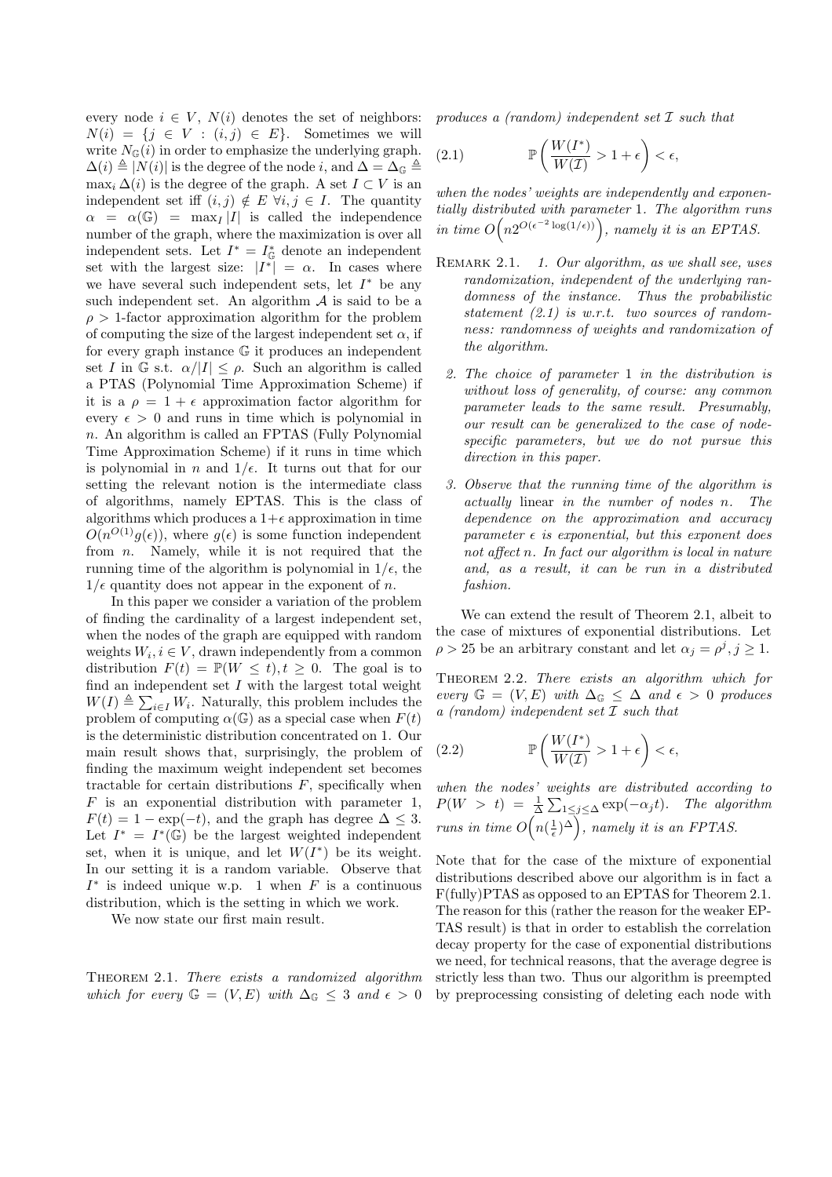every node $i \in V$, $N(i)$ denotes the set of neighbors: $N(i) = \{j \in V : (i,j) \in E\}$. Sometimes we will write $N_{\mathbb{G}}(i)$ in order to emphasize the underlying graph. $\Delta(i) \triangleq |N(i)|$ is the degree of the node $i$, and $\Delta = \Delta_{\mathbb{G}} \triangleq \max_i \Delta(i)$ is the degree of the graph. A set $I \subset V$ is an independent set iff $(i,j) \notin E \; \forall i,j \in I$. The quantity $\alpha = \alpha(\mathbb{G}) = \max_I |I|$ is called the independence number of the graph, where the maximization is over all independent sets. Let $I^* = I^*_{\mathbb{G}}$ denote an independent set with the largest size: $|I^*| = \alpha$. In cases where we have several such independent sets, let $I^*$ be any such independent set. An algorithm $\mathcal{A}$ is said to be a $\rho > 1$-factor approximation algorithm for the problem of computing the size of the largest independent set $\alpha$, if for every graph instance $\mathbb{G}$ it produces an independent set $I$ in $\mathbb{G}$ s.t. $\alpha/|I| \le \rho$. Such an algorithm is called a PTAS (Polynomial Time Approximation Scheme) if it is a $\rho = 1+\epsilon$ approximation factor algorithm for every $\epsilon > 0$ and runs in time which is polynomial in $n$. An algorithm is called an FPTAS (Fully Polynomial Time Approximation Scheme) if it runs in time which is polynomial in $n$ and $1/\epsilon$. It turns out that for our setting the relevant notion is the intermediate class of algorithms, namely EPTAS. This is the class of algorithms which produces a $1+\epsilon$ approximation in time $O(n^{O(1)}g(\epsilon))$, where $g(\epsilon)$ is some function independent from $n$. Namely, while it is not required that the running time of the algorithm is polynomial in $1/\epsilon$, the $1/\epsilon$ quantity does not appear in the exponent of $n$.

In this paper we consider a variation of the problem of finding the cardinality of a largest independent set, when the nodes of the graph are equipped with random weights $W_i, i \in V$, drawn independently from a common distribution $F(t) = \mathbb{P}(W \le t), t \ge 0$. The goal is to find an independent set $I$ with the largest total weight $W(I) \triangleq \sum_{i \in I} W_i$. Naturally, this problem includes the problem of computing $\alpha(\mathbb{G})$ as a special case when $F(t)$ is the deterministic distribution concentrated on 1. Our main result shows that, surprisingly, the problem of finding the maximum weight independent set becomes tractable for certain distributions $F$, specifically when $F$ is an exponential distribution with parameter 1, $F(t) = 1 - \exp(-t)$, and the graph has degree $\Delta \le 3$. Let $I^* = I^*(\mathbb{G})$ be the largest weighted independent set, when it is unique, and let $W(I^*)$ be its weight. In our setting it is a random variable. Observe that $I^*$ is indeed unique w.p. 1 when $F$ is a continuous distribution, which is the setting in which we work.

We now state our first main result.

THEOREM 2.1. *There exists a randomized algorithm which for every $\mathbb{G} = (V,E)$ with $\Delta_{\mathbb{G}} \le 3$ and $\epsilon > 0$ produces a (random) independent set $\mathcal{I}$ such that*

$$\mathbb{P}\left(\frac{W(I^*)}{W(\mathcal{I})} > 1+\epsilon\right) < \epsilon, \tag{2.1}$$

*when the nodes' weights are independently and exponentially distributed with parameter 1. The algorithm runs in time $O\Big(n 2^{O(\epsilon^{-2}\log(1/\epsilon))}\Big)$, namely it is an EPTAS.*

REMARK 2.1.

1. *Our algorithm, as we shall see, uses randomization, independent of the underlying randomness of the instance. Thus the probabilistic statement (2.1) is w.r.t. two sources of randomness: randomness of weights and randomization of the algorithm.*
2. *The choice of parameter 1 in the distribution is without loss of generality, of course: any common parameter leads to the same result. Presumably, our result can be generalized to the case of node-specific parameters, but we do not pursue this direction in this paper.*
3. *Observe that the running time of the algorithm is* actually *linear in the number of nodes $n$. The dependence on the approximation and accuracy parameter $\epsilon$ is exponential, but this exponent does not affect $n$. In fact our algorithm is local in nature and, as a result, it can be run in a distributed fashion.*

We can extend the result of Theorem 2.1, albeit to the case of mixtures of exponential distributions. Let $\rho > 25$ be an arbitrary constant and let $\alpha_j = \rho^j, j \ge 1$.

THEOREM 2.2. *There exists an algorithm which for every $\mathbb{G} = (V,E)$ with $\Delta_{\mathbb{G}} \le \Delta$ and $\epsilon > 0$ produces a (random) independent set $\mathcal{I}$ such that*

$$\mathbb{P}\left(\frac{W(I^*)}{W(\mathcal{I})} > 1+\epsilon\right) < \epsilon, \tag{2.2}$$

*when the nodes' weights are distributed according to $P(W > t) = \frac{1}{\Delta}\sum_{1 \le j \le \Delta} \exp(-\alpha_j t)$. The algorithm runs in time $O\Big(n(\frac{1}{\epsilon})^{\Delta}\Big)$, namely it is an FPTAS.*

Note that for the case of the mixture of exponential distributions described above our algorithm is in fact a F(fully)PTAS as opposed to an EPTAS for Theorem 2.1. The reason for this (rather the reason for the weaker EPTAS result) is that in order to establish the correlation decay property for the case of exponential distributions we need, for technical reasons, that the average degree is strictly less than two. Thus our algorithm is preempted by preprocessing consisting of deleting each node with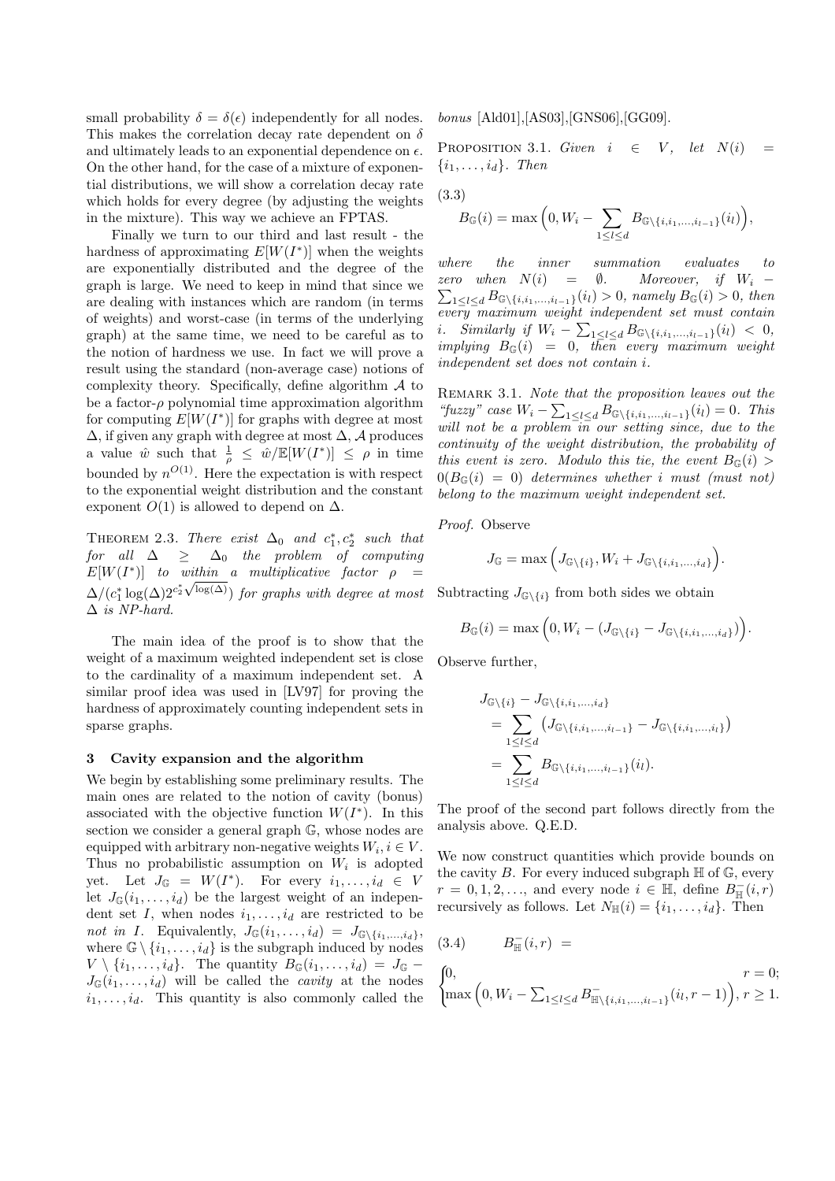small probability $\delta = \delta(\epsilon)$ independently for all nodes. This makes the correlation decay rate dependent on $\delta$ and ultimately leads to an exponential dependence on $\epsilon$. On the other hand, for the case of a mixture of exponential distributions, we will show a correlation decay rate which holds for every degree (by adjusting the weights in the mixture). This way we achieve an FPTAS.

Finally we turn to our third and last result - the hardness of approximating $E[W(I^*)]$ when the weights are exponentially distributed and the degree of the graph is large. We need to keep in mind that since we are dealing with instances which are random (in terms of weights) and worst-case (in terms of the underlying graph) at the same time, we need to be careful as to the notion of hardness we use. In fact we will prove a result using the standard (non-average case) notions of complexity theory. Specifically, define algorithm $\mathcal{A}$ to be a factor-$\rho$ polynomial time approximation algorithm for computing $E[W(I^*)]$ for graphs with degree at most $\Delta$, if given any graph with degree at most $\Delta$, $\mathcal{A}$ produces a value $\hat{w}$ such that $\frac{1}{\rho} \leq \hat{w}/\mathbb{E}[W(I^*)] \leq \rho$ in time bounded by $n^{O(1)}$. Here the expectation is with respect to the exponential weight distribution and the constant exponent $O(1)$ is allowed to depend on $\Delta$.

Theorem 2.3. *There exist $\Delta_0$ and $c_1^*, c_2^*$ such that for all $\Delta \geq \Delta_0$ the problem of computing $E[W(I^*)]$ to within a multiplicative factor $\rho = \Delta/(c_1^* \log(\Delta) 2^{c_2^* \sqrt{\log(\Delta)}})$ for graphs with degree at most $\Delta$ is NP-hard.*

The main idea of the proof is to show that the weight of a maximum weighted independent set is close to the cardinality of a maximum independent set. A similar proof idea was used in [LV97] for proving the hardness of approximately counting independent sets in sparse graphs.

## 3 Cavity expansion and the algorithm

We begin by establishing some preliminary results. The main ones are related to the notion of cavity (bonus) associated with the objective function $W(I^*)$. In this section we consider a general graph $\mathbb{G}$, whose nodes are equipped with arbitrary non-negative weights $W_i, i \in V$. Thus no probabilistic assumption on $W_i$ is adopted yet. Let $J_{\mathbb{G}} = W(I^*)$. For every $i_1, \ldots, i_d \in V$ let $J_{\mathbb{G}}(i_1, \ldots, i_d)$ be the largest weight of an independent set $I$, when nodes $i_1, \ldots, i_d$ are restricted to be *not in* $I$. Equivalently, $J_{\mathbb{G}}(i_1, \ldots, i_d) = J_{\mathbb{G} \setminus \{i_1, \ldots, i_d\}}$, where $\mathbb{G} \setminus \{i_1, \ldots, i_d\}$ is the subgraph induced by nodes $V \setminus \{i_1, \ldots, i_d\}$. The quantity $B_{\mathbb{G}}(i_1, \ldots, i_d) = J_{\mathbb{G}} - J_{\mathbb{G}}(i_1, \ldots, i_d)$ will be called the *cavity* at the nodes $i_1, \ldots, i_d$. This quantity is also commonly called the *bonus* [Ald01],[AS03],[GNS06],[GG09].

Proposition 3.1. *Given $i \in V$, let $N(i) = \{i_1, \ldots, i_d\}$. Then*

$$B_{\mathbb{G}}(i) = \max\Big(0, W_i - \sum_{1 \leq l \leq d} B_{\mathbb{G} \setminus \{i, i_1, \ldots, i_{l-1}\}}(i_l)\Big), \tag{3.3}$$

*where the inner summation evaluates to zero when $N(i) = \emptyset$. Moreover, if $W_i - \sum_{1 \leq l \leq d} B_{\mathbb{G} \setminus \{i, i_1, \ldots, i_{l-1}\}}(i_l) > 0$, namely $B_{\mathbb{G}}(i) > 0$, then every maximum weight independent set must contain $i$. Similarly if $W_i - \sum_{1 \leq l \leq d} B_{\mathbb{G} \setminus \{i, i_1, \ldots, i_{l-1}\}}(i_l) < 0$, implying $B_{\mathbb{G}}(i) = 0$, then every maximum weight independent set does not contain $i$.*

Remark 3.1. *Note that the proposition leaves out the "fuzzy" case $W_i - \sum_{1 \leq l \leq d} B_{\mathbb{G} \setminus \{i, i_1, \ldots, i_{l-1}\}}(i_l) = 0$. This will not be a problem in our setting since, due to the continuity of the weight distribution, the probability of this event is zero. Modulo this tie, the event $B_{\mathbb{G}}(i) > 0 (B_{\mathbb{G}}(i) = 0)$ determines whether $i$ must (must not) belong to the maximum weight independent set.*

*Proof.* Observe

$$J_{\mathbb{G}} = \max\Big(J_{\mathbb{G} \setminus \{i\}}, W_i + J_{\mathbb{G} \setminus \{i, i_1, \ldots, i_d\}}\Big).$$

Subtracting $J_{\mathbb{G} \setminus \{i\}}$ from both sides we obtain

$$B_{\mathbb{G}}(i) = \max\Big(0, W_i - (J_{\mathbb{G} \setminus \{i\}} - J_{\mathbb{G} \setminus \{i, i_1, \ldots, i_d\}})\Big).$$

Observe further,

$$\begin{aligned}
J_{\mathbb{G} \setminus \{i\}} &- J_{\mathbb{G} \setminus \{i, i_1, \ldots, i_d\}} \\
&= \sum_{1 \leq l \leq d} \left(J_{\mathbb{G} \setminus \{i, i_1, \ldots, i_{l-1}\}} - J_{\mathbb{G} \setminus \{i, i_1, \ldots, i_l\}}\right) \\
&= \sum_{1 \leq l \leq d} B_{\mathbb{G} \setminus \{i, i_1, \ldots, i_{l-1}\}}(i_l).
\end{aligned}$$

The proof of the second part follows directly from the analysis above. Q.E.D.

We now construct quantities which provide bounds on the cavity $B$. For every induced subgraph $\mathbb{H}$ of $\mathbb{G}$, every $r = 0, 1, 2, \ldots$, and every node $i \in \mathbb{H}$, define $B^-_{\mathbb{H}}(i, r)$ recursively as follows. Let $N_{\mathbb{H}}(i) = \{i_1, \ldots, i_d\}$. Then

$$B^-_{\mathbb{H}}(i, r) = \begin{cases} 0, & r = 0; \\ \max\Big(0, W_i - \sum_{1 \leq l \leq d} B^-_{\mathbb{H} \setminus \{i, i_1, \ldots, i_{l-1}\}}(i_l, r-1)\Big), & r \geq 1. \end{cases} \tag{3.4}$$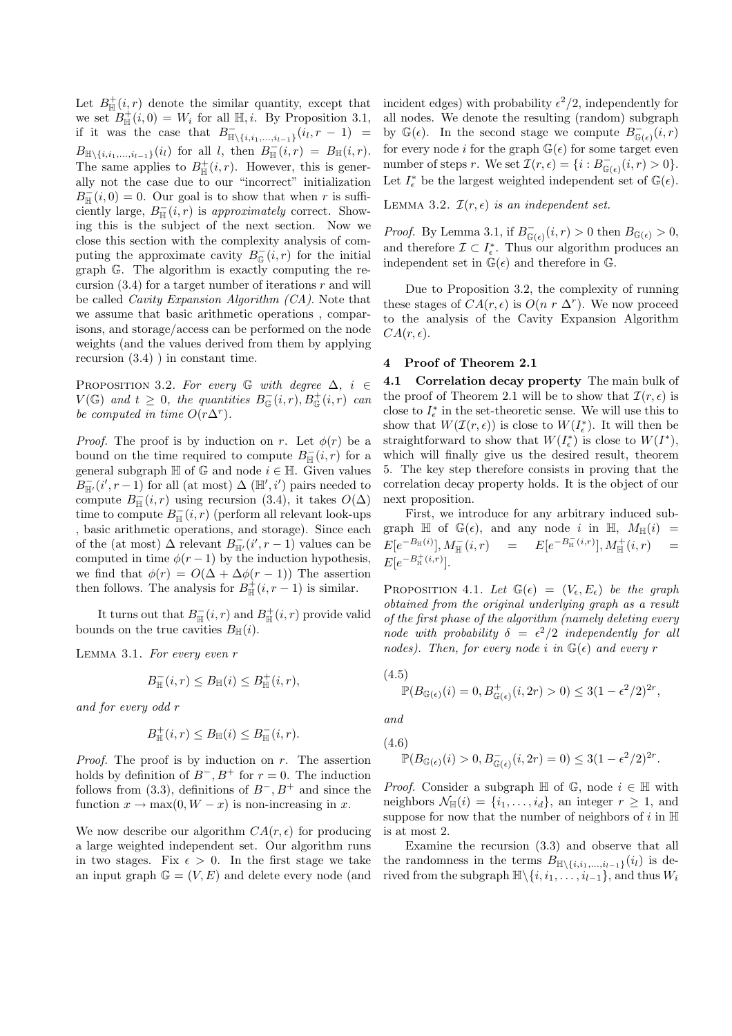Let $B^+_{\mathbb{H}}(i,r)$ denote the similar quantity, except that we set $B^+_{\mathbb{H}}(i,0) = W_i$ for all $\mathbb{H}, i$. By Proposition 3.1, if it was the case that $B^-_{\mathbb{H}\setminus\{i,i_1,\ldots,i_{l-1}\}}(i_l, r-1) = B_{\mathbb{H}\setminus\{i,i_1,\ldots,i_{l-1}\}}(i_l)$ for all $l$, then $B^-_{\mathbb{H}}(i,r) = B_{\mathbb{H}}(i,r)$. The same applies to $B^+_{\mathbb{H}}(i,r)$. However, this is generally not the case due to our "incorrect" initialization $B^-_{\mathbb{H}}(i,0) = 0$. Our goal is to show that when $r$ is sufficiently large, $B^-_{\mathbb{H}}(i,r)$ is *approximately* correct. Showing this is the subject of the next section. Now we close this section with the complexity analysis of computing the approximate cavity $B^-_{\mathbb{G}}(i,r)$ for the initial graph $\mathbb{G}$. The algorithm is exactly computing the recursion (3.4) for a target number of iterations $r$ and will be called *Cavity Expansion Algorithm (CA)*. Note that we assume that basic arithmetic operations , comparisons, and storage/access can be performed on the node weights (and the values derived from them by applying recursion (3.4) ) in constant time.

Proposition 3.2. *For every $\mathbb{G}$ with degree $\Delta$, $i \in V(\mathbb{G})$ and $t \geq 0$, the quantities $B^-_{\mathbb{G}}(i,r), B^+_{\mathbb{G}}(i,r)$ can be computed in time $O(r\Delta^r)$.*

*Proof.* The proof is by induction on $r$. Let $\phi(r)$ be a bound on the time required to compute $B^-_{\mathbb{H}}(i,r)$ for a general subgraph $\mathbb{H}$ of $\mathbb{G}$ and node $i \in \mathbb{H}$. Given values $B^-_{\mathbb{H}'}(i', r-1)$ for all (at most) $\Delta$ $(\mathbb{H}', i')$ pairs needed to compute $B^-_{\mathbb{H}}(i,r)$ using recursion (3.4), it takes $O(\Delta)$ time to compute $B^-_{\mathbb{H}}(i,r)$ (perform all relevant look-ups , basic arithmetic operations, and storage). Since each of the (at most) $\Delta$ relevant $B^-_{\mathbb{H}'}(i', r-1)$ values can be computed in time $\phi(r-1)$ by the induction hypothesis, we find that $\phi(r) = O(\Delta + \Delta\phi(r-1))$ The assertion then follows. The analysis for $B^+_{\mathbb{H}}(i, r-1)$ is similar.

It turns out that $B^-_{\mathbb{H}}(i,r)$ and $B^+_{\mathbb{H}}(i,r)$ provide valid bounds on the true cavities $B_{\mathbb{H}}(i)$.

Lemma 3.1. *For every even $r$*

$$B^-_{\mathbb{H}}(i,r) \leq B_{\mathbb{H}}(i) \leq B^+_{\mathbb{H}}(i,r),$$

*and for every odd $r$*

$$B^+_{\mathbb{H}}(i,r) \leq B_{\mathbb{H}}(i) \leq B^-_{\mathbb{H}}(i,r).$$

*Proof.* The proof is by induction on $r$. The assertion holds by definition of $B^-, B^+$ for $r=0$. The induction follows from (3.3), definitions of $B^-, B^+$ and since the function $x \to \max(0, W-x)$ is non-increasing in $x$.

We now describe our algorithm $CA(r,\epsilon)$ for producing a large weighted independent set. Our algorithm runs in two stages. Fix $\epsilon > 0$. In the first stage we take an input graph $\mathbb{G} = (V,E)$ and delete every node (and incident edges) with probability $\epsilon^2/2$, independently for all nodes. We denote the resulting (random) subgraph by $\mathbb{G}(\epsilon)$. In the second stage we compute $B^-_{\mathbb{G}(\epsilon)}(i,r)$ for every node $i$ for the graph $\mathbb{G}(\epsilon)$ for some target even number of steps $r$. We set $\mathcal{I}(r,\epsilon) = \{i : B^-_{\mathbb{G}(\epsilon)}(i,r) > 0\}$. Let $I^*_\epsilon$ be the largest weighted independent set of $\mathbb{G}(\epsilon)$.

Lemma 3.2. *$\mathcal{I}(r,\epsilon)$ is an independent set.*

*Proof.* By Lemma 3.1, if $B^-_{\mathbb{G}(\epsilon)}(i,r) > 0$ then $B_{\mathbb{G}(\epsilon)} > 0$, and therefore $\mathcal{I} \subset I^*_\epsilon$. Thus our algorithm produces an independent set in $\mathbb{G}(\epsilon)$ and therefore in $\mathbb{G}$.

Due to Proposition 3.2, the complexity of running these stages of $CA(r,\epsilon)$ is $O(n\ r\ \Delta^r)$. We now proceed to the analysis of the Cavity Expansion Algorithm $CA(r,\epsilon)$.

## 4 Proof of Theorem 2.1

### 4.1 Correlation decay property

The main bulk of the proof of Theorem 2.1 will be to show that $\mathcal{I}(r,\epsilon)$ is close to $I^*_\epsilon$ in the set-theoretic sense. We will use this to show that $W(\mathcal{I}(r,\epsilon))$ is close to $W(I^*_\epsilon)$. It will then be straightforward to show that $W(I^*_\epsilon)$ is close to $W(I^*)$, which will finally give us the desired result, theorem 5. The key step therefore consists in proving that the correlation decay property holds. It is the object of our next proposition.

First, we introduce for any arbitrary induced subgraph $\mathbb{H}$ of $\mathbb{G}(\epsilon)$, and any node $i$ in $\mathbb{H}$, $M_{\mathbb{H}}(i) = E[e^{-B_{\mathbb{H}}(i)}], M^-_{\mathbb{H}}(i,r) = E[e^{-B^-_{\mathbb{H}}(i,r)}], M^+_{\mathbb{H}}(i,r) = E[e^{-B^+_{\mathbb{H}}(i,r)}]$.

Proposition 4.1. *Let $\mathbb{G}(\epsilon) = (V_\epsilon, E_\epsilon)$ be the graph obtained from the original underlying graph as a result of the first phase of the algorithm (namely deleting every node with probability $\delta = \epsilon^2/2$ independently for all nodes). Then, for every node $i$ in $\mathbb{G}(\epsilon)$ and every $r$*

$$\mathbb{P}(B_{\mathbb{G}(\epsilon)}(i) = 0, B^+_{\mathbb{G}(\epsilon)}(i,2r) > 0) \leq 3(1-\epsilon^2/2)^{2r}, \tag{4.5}$$

*and*

$$\mathbb{P}(B_{\mathbb{G}(\epsilon)}(i) > 0, B^-_{\mathbb{G}(\epsilon)}(i,2r) = 0) \leq 3(1-\epsilon^2/2)^{2r}. \tag{4.6}$$

*Proof.* Consider a subgraph $\mathbb{H}$ of $\mathbb{G}$, node $i \in \mathbb{H}$ with neighbors $\mathcal{N}_{\mathbb{H}}(i) = \{i_1, \ldots, i_d\}$, an integer $r \geq 1$, and suppose for now that the number of neighbors of $i$ in $\mathbb{H}$ is at most 2.

Examine the recursion (3.3) and observe that all the randomness in the terms $B_{\mathbb{H}\setminus\{i,i_1,\ldots,i_{l-1}\}}(i_l)$ is derived from the subgraph $\mathbb{H}\setminus\{i, i_1, \ldots, i_{l-1}\}$, and thus $W_i$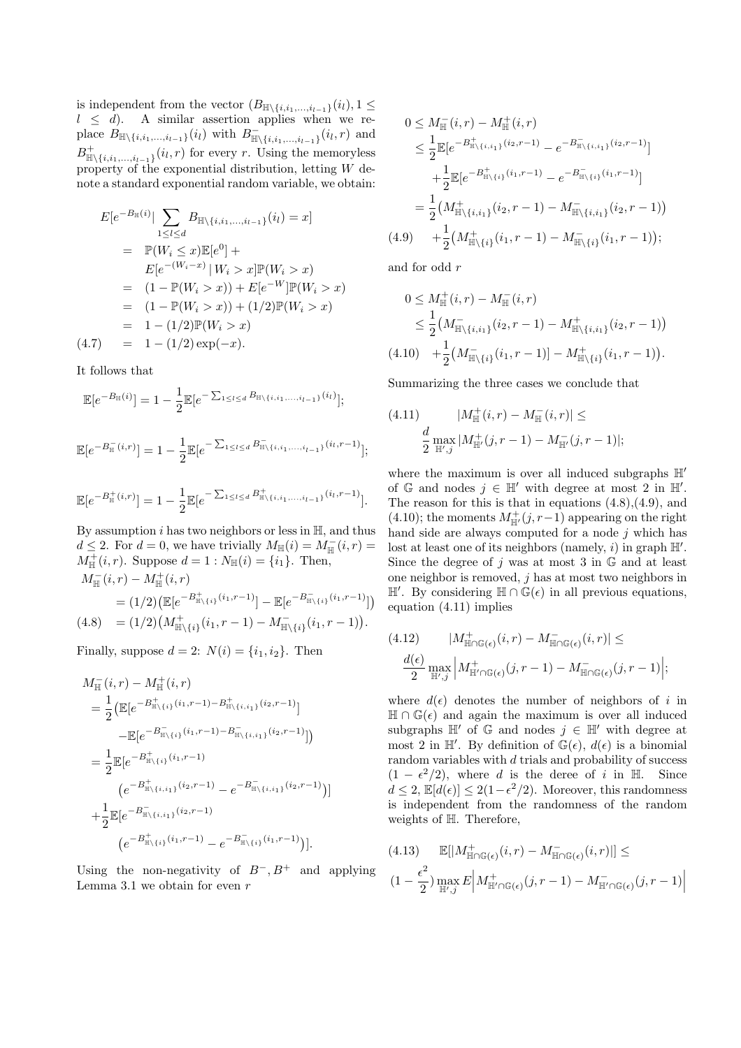is independent from the vector $(B_{\mathbb{H}\setminus\{i,i_1,\ldots,i_{l-1}\}}(i_l), 1 \leq l \leq d)$. A similar assertion applies when we replace $B_{\mathbb{H}\setminus\{i,i_1,\ldots,i_{l-1}\}}(i_l)$ with $B^-_{\mathbb{H}\setminus\{i,i_1,\ldots,i_{l-1}\}}(i_l, r)$ and $B^+_{\mathbb{H}\setminus\{i,i_1,\ldots,i_{l-1}\}}(i_l, r)$ for every $r$. Using the memoryless property of the exponential distribution, letting $W$ denote a standard exponential random variable, we obtain:

$$
\begin{aligned}
E[e^{-B_{\mathbb{H}}(i)} | \sum_{1\leq l\leq d} B_{\mathbb{H}\setminus\{i,i_1,\ldots,i_{l-1}\}}(i_l) = x] \\
&= \mathbb{P}(W_i \leq x)\mathbb{E}[e^0] + \\
&\quad E[e^{-(W_i - x)} \,|\, W_i > x]\mathbb{P}(W_i > x) \\
&= (1 - \mathbb{P}(W_i > x)) + E[e^{-W}]\mathbb{P}(W_i > x) \\
&= (1 - \mathbb{P}(W_i > x)) + (1/2)\mathbb{P}(W_i > x) \\
&= 1 - (1/2)\mathbb{P}(W_i > x) \\
&= 1 - (1/2)\exp(-x). \qquad (4.7)
\end{aligned}
$$

It follows that

$$
\mathbb{E}[e^{-B_{\mathbb{H}}(i)}] = 1 - \frac{1}{2}\mathbb{E}[e^{-\sum_{1\leq l\leq d} B_{\mathbb{H}\setminus\{i,i_1,\ldots,i_{l-1}\}}(i_l)}];
$$

$$
\mathbb{E}[e^{-B^-_{\mathbb{H}}(i,r)}] = 1 - \frac{1}{2}\mathbb{E}[e^{-\sum_{1\leq l\leq d} B^-_{\mathbb{H}\setminus\{i,i_1,\ldots,i_{l-1}\}}(i_l, r-1)}];
$$

$$
\mathbb{E}[e^{-B^+_{\mathbb{H}}(i,r)}] = 1 - \frac{1}{2}\mathbb{E}[e^{-\sum_{1\leq l\leq d} B^+_{\mathbb{H}\setminus\{i,i_1,\ldots,i_{l-1}\}}(i_l, r-1)}].
$$

By assumption $i$ has two neighbors or less in $\mathbb{H}$, and thus $d \leq 2$. For $d = 0$, we have trivially $M_{\mathbb{H}}(i) = M^-_{\mathbb{H}}(i,r) = M^+_{\mathbb{H}}(i,r)$. Suppose $d = 1 : N_{\mathbb{H}}(i) = \{i_1\}$. Then,

$$
\begin{aligned}
M^-_{\mathbb{H}}(i,r) - M^+_{\mathbb{H}}(i,r) \\
&= (1/2)\big(\mathbb{E}[e^{-B^+_{\mathbb{H}\setminus\{i\}}(i_1,r-1)}] - \mathbb{E}[e^{-B^-_{\mathbb{H}\setminus\{i\}}(i_1,r-1)}]\big) \\
&= (1/2)\big(M^+_{\mathbb{H}\setminus\{i\}}(i_1, r-1) - M^-_{\mathbb{H}\setminus\{i\}}(i_1, r-1)\big). \qquad (4.8)
\end{aligned}
$$

Finally, suppose $d = 2$: $N(i) = \{i_1, i_2\}$. Then

$$
\begin{aligned}
& M^-_{\mathbb{H}}(i,r) - M^+_{\mathbb{H}}(i,r) \\
&= \frac{1}{2}\big(\mathbb{E}[e^{-B^+_{\mathbb{H}\setminus\{i\}}(i_1,r-1) - B^+_{\mathbb{H}\setminus\{i,i_1\}}(i_2,r-1)}] \\
&\quad - \mathbb{E}[e^{-B^-_{\mathbb{H}\setminus\{i\}}(i_1,r-1) - B^-_{\mathbb{H}\setminus\{i,i_1\}}(i_2,r-1)}]\big) \\
&= \frac{1}{2}\mathbb{E}[e^{-B^+_{\mathbb{H}\setminus\{i\}}(i_1,r-1)} \\
&\quad \big(e^{-B^+_{\mathbb{H}\setminus\{i,i_1\}}(i_2,r-1)} - e^{-B^-_{\mathbb{H}\setminus\{i,i_1\}}(i_2,r-1)}\big)] \\
&\quad + \frac{1}{2}\mathbb{E}[e^{-B^-_{\mathbb{H}\setminus\{i,i_1\}}(i_2,r-1)} \\
&\quad \big(e^{-B^+_{\mathbb{H}\setminus\{i\}}(i_1,r-1)} - e^{-B^-_{\mathbb{H}\setminus\{i\}}(i_1,r-1)}\big)].
\end{aligned}
$$

Using the non-negativity of $B^-, B^+$ and applying Lemma 3.1 we obtain for even $r$

$$
\begin{aligned}
0 &\leq M^-_{\mathbb{H}}(i,r) - M^+_{\mathbb{H}}(i,r) \\
&\leq \frac{1}{2}\mathbb{E}[e^{-B^+_{\mathbb{H}\setminus\{i,i_1\}}(i_2,r-1)} - e^{-B^-_{\mathbb{H}\setminus\{i,i_1\}}(i_2,r-1)}] \\
&\quad + \frac{1}{2}\mathbb{E}[e^{-B^+_{\mathbb{H}\setminus\{i\}}(i_1,r-1)} - e^{-B^-_{\mathbb{H}\setminus\{i\}}(i_1,r-1)}] \\
&= \frac{1}{2}\big(M^+_{\mathbb{H}\setminus\{i,i_1\}}(i_2, r-1) - M^-_{\mathbb{H}\setminus\{i,i_1\}}(i_2, r-1)\big) \\
&\quad + \frac{1}{2}\big(M^+_{\mathbb{H}\setminus\{i\}}(i_1, r-1) - M^-_{\mathbb{H}\setminus\{i\}}(i_1, r-1)\big); \qquad (4.9)
\end{aligned}
$$

and for odd $r$

$$
\begin{aligned}
0 &\leq M^+_{\mathbb{H}}(i,r) - M^-_{\mathbb{H}}(i,r) \\
&\leq \frac{1}{2}\big(M^-_{\mathbb{H}\setminus\{i,i_1\}}(i_2, r-1) - M^+_{\mathbb{H}\setminus\{i,i_1\}}(i_2, r-1)\big) \\
&\quad + \frac{1}{2}\big(M^-_{\mathbb{H}\setminus\{i\}}(i_1, r-1)] - M^+_{\mathbb{H}\setminus\{i\}}(i_1, r-1)\big). \qquad (4.10)
\end{aligned}
$$

Summarizing the three cases we conclude that

$$
|M^+_{\mathbb{H}}(i,r) - M^-_{\mathbb{H}}(i,r)| \leq \frac{d}{2}\max_{\mathbb{H}',j} |M^+_{\mathbb{H}'}(j, r-1) - M^-_{\mathbb{H}'}(j, r-1)|; \qquad (4.11)
$$

where the maximum is over all induced subgraphs $\mathbb{H}'$ of $\mathbb{G}$ and nodes $j \in \mathbb{H}'$ with degree at most 2 in $\mathbb{H}'$. The reason for this is that in equations (4.8),(4.9), and (4.10); the moments $M^+_{\mathbb{H}'}(j, r-1)$ appearing on the right hand side are always computed for a node $j$ which has lost at least one of its neighbors (namely, $i$) in graph $\mathbb{H}'$. Since the degree of $j$ was at most 3 in $\mathbb{G}$ and at least one neighbor is removed, $j$ has at most two neighbors in $\mathbb{H}'$. By considering $\mathbb{H} \cap \mathbb{G}(\epsilon)$ in all previous equations, equation (4.11) implies

$$
|M^+_{\mathbb{H}\cap\mathbb{G}(\epsilon)}(i,r) - M^-_{\mathbb{H}\cap\mathbb{G}(\epsilon)}(i,r)| \leq \frac{d(\epsilon)}{2}\max_{\mathbb{H}',j} \Big|M^+_{\mathbb{H}'\cap\mathbb{G}(\epsilon)}(j, r-1) - M^-_{\mathbb{H}\cap\mathbb{G}(\epsilon)}(j, r-1)\Big|; \qquad (4.12)
$$

where $d(\epsilon)$ denotes the number of neighbors of $i$ in $\mathbb{H} \cap \mathbb{G}(\epsilon)$ and again the maximum is over all induced subgraphs $\mathbb{H}'$ of $\mathbb{G}$ and nodes $j \in \mathbb{H}'$ with degree at most 2 in $\mathbb{H}'$. By definition of $\mathbb{G}(\epsilon)$, $d(\epsilon)$ is a binomial random variables with $d$ trials and probability of success $(1 - \epsilon^2/2)$, where $d$ is the deree of $i$ in $\mathbb{H}$. Since $d \leq 2$, $\mathbb{E}[d(\epsilon)] \leq 2(1-\epsilon^2/2)$. Moreover, this randomness is independent from the randomness of the random weights of $\mathbb{H}$. Therefore,

$$
\mathbb{E}[|M^+_{\mathbb{H}\cap\mathbb{G}(\epsilon)}(i,r) - M^-_{\mathbb{H}\cap\mathbb{G}(\epsilon)}(i,r)|] \leq (1 - \frac{\epsilon^2}{2})\max_{\mathbb{H}',j} E\Big|M^+_{\mathbb{H}'\cap\mathbb{G}(\epsilon)}(j, r-1) - M^-_{\mathbb{H}'\cap\mathbb{G}(\epsilon)}(j, r-1)\Big| \qquad (4.13)
$$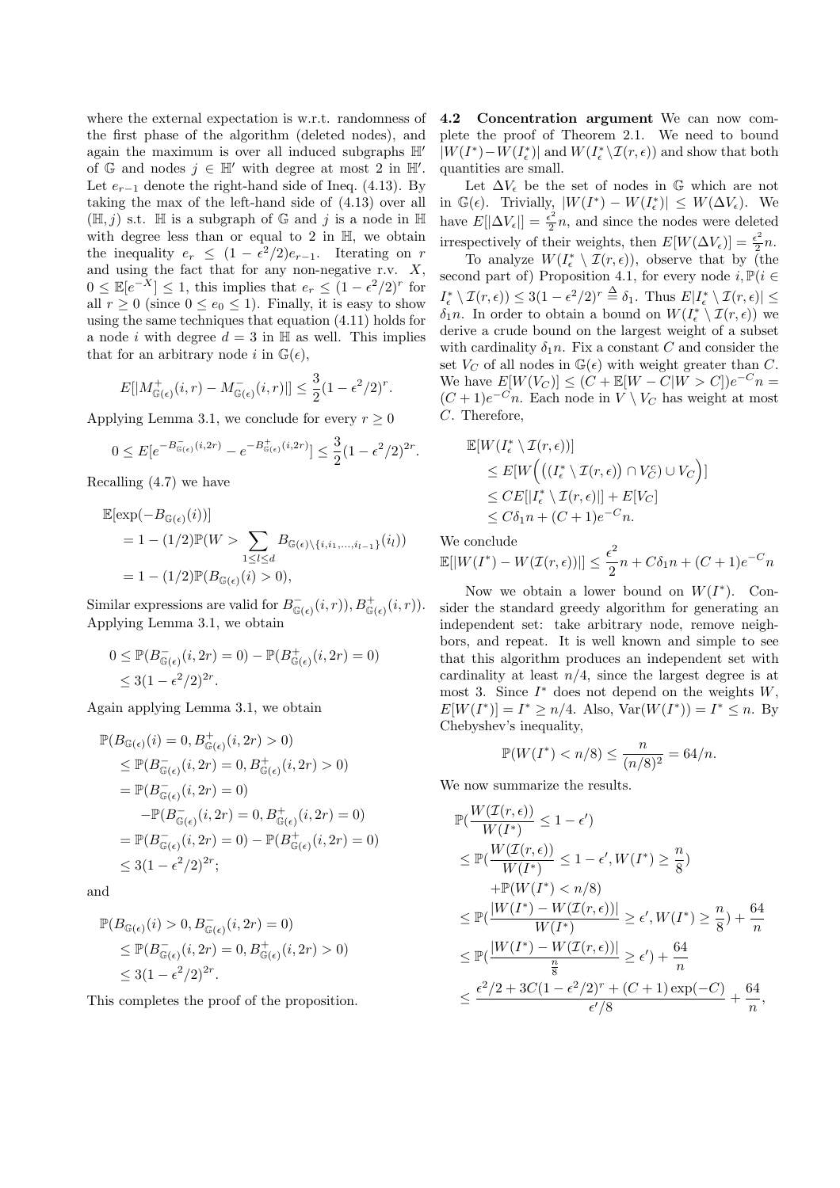where the external expectation is w.r.t. randomness of the first phase of the algorithm (deleted nodes), and again the maximum is over all induced subgraphs $\mathbb{H}'$ of $\mathbb{G}$ and nodes $j \in \mathbb{H}'$ with degree at most 2 in $\mathbb{H}'$. Let $e_{r-1}$ denote the right-hand side of Ineq. (4.13). By taking the max of the left-hand side of (4.13) over all $(\mathbb{H}, j)$ s.t. $\mathbb{H}$ is a subgraph of $\mathbb{G}$ and $j$ is a node in $\mathbb{H}$ with degree less than or equal to 2 in $\mathbb{H}$, we obtain the inequality $e_r \leq (1 - \epsilon^2/2)e_{r-1}$. Iterating on $r$ and using the fact that for any non-negative r.v. $X$, $0 \leq \mathbb{E}[e^{-X}] \leq 1$, this implies that $e_r \leq (1 - \epsilon^2/2)^r$ for all $r \geq 0$ (since $0 \leq e_0 \leq 1$). Finally, it is easy to show using the same techniques that equation (4.11) holds for a node $i$ with degree $d = 3$ in $\mathbb{H}$ as well. This implies that for an arbitrary node $i$ in $\mathbb{G}(\epsilon)$,

$$E[|M^+_{\mathbb{G}(\epsilon)}(i,r) - M^-_{\mathbb{G}(\epsilon)}(i,r)|] \leq \frac{3}{2}(1 - \epsilon^2/2)^r.$$

Applying Lemma 3.1, we conclude for every $r \geq 0$

$$0 \leq E[e^{-B^-_{\mathbb{G}(\epsilon)}(i,2r)} - e^{-B^+_{\mathbb{G}(\epsilon)}(i,2r)}] \leq \frac{3}{2}(1 - \epsilon^2/2)^{2r}.$$

Recalling (4.7) we have

$$\begin{aligned}
&\mathbb{E}[\exp(-B_{\mathbb{G}(\epsilon)}(i))] \\
&= 1 - (1/2)\mathbb{P}(W > \sum_{1 \leq l \leq d} B_{\mathbb{G}(\epsilon)\setminus\{i,i_1,\ldots,i_{l-1}\}}(i_l)) \\
&= 1 - (1/2)\mathbb{P}(B_{\mathbb{G}(\epsilon)}(i) > 0),
\end{aligned}$$

Similar expressions are valid for $B^-_{\mathbb{G}(\epsilon)}(i,r)), B^+_{\mathbb{G}(\epsilon)}(i,r))$. Applying Lemma 3.1, we obtain

$$\begin{aligned}
0 &\leq \mathbb{P}(B^-_{\mathbb{G}(\epsilon)}(i,2r) = 0) - \mathbb{P}(B^+_{\mathbb{G}(\epsilon)}(i,2r) = 0) \\
&\leq 3(1 - \epsilon^2/2)^{2r}.
\end{aligned}$$

Again applying Lemma 3.1, we obtain

$$\begin{aligned}
&\mathbb{P}(B_{\mathbb{G}(\epsilon)}(i) = 0, B^+_{\mathbb{G}(\epsilon)}(i,2r) > 0) \\
&\leq \mathbb{P}(B^-_{\mathbb{G}(\epsilon)}(i,2r) = 0, B^+_{\mathbb{G}(\epsilon)}(i,2r) > 0) \\
&= \mathbb{P}(B^-_{\mathbb{G}(\epsilon)}(i,2r) = 0) \\
&\quad - \mathbb{P}(B^-_{\mathbb{G}(\epsilon)}(i,2r) = 0, B^+_{\mathbb{G}(\epsilon)}(i,2r) = 0) \\
&= \mathbb{P}(B^-_{\mathbb{G}(\epsilon)}(i,2r) = 0) - \mathbb{P}(B^+_{\mathbb{G}(\epsilon)}(i,2r) = 0) \\
&\leq 3(1 - \epsilon^2/2)^{2r};
\end{aligned}$$

and

$$\begin{aligned}
&\mathbb{P}(B_{\mathbb{G}(\epsilon)}(i) > 0, B^-_{\mathbb{G}(\epsilon)}(i,2r) = 0) \\
&\leq \mathbb{P}(B^-_{\mathbb{G}(\epsilon)}(i,2r) = 0, B^+_{\mathbb{G}(\epsilon)}(i,2r) > 0) \\
&\leq 3(1 - \epsilon^2/2)^{2r}.
\end{aligned}$$

This completes the proof of the proposition.

**4.2 Concentration argument** We can now complete the proof of Theorem 2.1. We need to bound $|W(I^*) - W(I^*_\epsilon)|$ and $W(I^*_\epsilon \setminus \mathcal{I}(r,\epsilon))$ and show that both quantities are small.

Let $\Delta V_\epsilon$ be the set of nodes in $\mathbb{G}$ which are not in $\mathbb{G}(\epsilon)$. Trivially, $|W(I^*) - W(I^*_\epsilon)| \leq W(\Delta V_\epsilon)$. We have $E[|\Delta V_\epsilon|] = \frac{\epsilon^2}{2}n$, and since the nodes were deleted irrespectively of their weights, then $E[W(\Delta V_\epsilon)] = \frac{\epsilon^2}{2}n$.

To analyze $W(I^*_\epsilon \setminus \mathcal{I}(r,\epsilon))$, observe that by (the second part of) Proposition 4.1, for every node $i, \mathbb{P}(i \in I^*_\epsilon \setminus \mathcal{I}(r,\epsilon)) \leq 3(1 - \epsilon^2/2)^r \triangleq \delta_1$. Thus $E|I^*_\epsilon \setminus \mathcal{I}(r,\epsilon)| \leq \delta_1 n$. In order to obtain a bound on $W(I^*_\epsilon \setminus \mathcal{I}(r,\epsilon))$ we derive a crude bound on the largest weight of a subset with cardinality $\delta_1 n$. Fix a constant $C$ and consider the set $V_C$ of all nodes in $\mathbb{G}(\epsilon)$ with weight greater than $C$. We have $E[W(V_C)] \leq (C + \mathbb{E}[W - C|W > C])e^{-C}n = (C+1)e^{-C}n$. Each node in $V \setminus V_C$ has weight at most $C$. Therefore,

$$\begin{aligned}
&\mathbb{E}[W(I^*_\epsilon \setminus \mathcal{I}(r,\epsilon))] \\
&\leq E[W\Big(\big((I^*_\epsilon \setminus \mathcal{I}(r,\epsilon)\big) \cap V^c_C) \cup V_C\Big)] \\
&\leq CE[|I^*_\epsilon \setminus \mathcal{I}(r,\epsilon)|] + E[V_C] \\
&\leq C\delta_1 n + (C+1)e^{-C}n.
\end{aligned}$$

We conclude

$$\mathbb{E}[|W(I^*) - W(\mathcal{I}(r,\epsilon))|] \leq \frac{\epsilon^2}{2}n + C\delta_1 n + (C+1)e^{-C}n$$

Now we obtain a lower bound on $W(I^*)$. Consider the standard greedy algorithm for generating an independent set: take arbitrary node, remove neighbors, and repeat. It is well known and simple to see that this algorithm produces an independent set with cardinality at least $n/4$, since the largest degree is at most 3. Since $I^*$ does not depend on the weights $W$, $E[W(I^*)] = I^* \geq n/4$. Also, $\text{Var}(W(I^*)) = I^* \leq n$. By Chebyshev's inequality,

$$\mathbb{P}(W(I^*) < n/8) \leq \frac{n}{(n/8)^2} = 64/n.$$

We now summarize the results.

$$\begin{aligned}
&\mathbb{P}(\frac{W(\mathcal{I}(r,\epsilon))}{W(I^*)} \leq 1 - \epsilon') \\
&\leq \mathbb{P}(\frac{W(\mathcal{I}(r,\epsilon))}{W(I^*)} \leq 1 - \epsilon', W(I^*) \geq \frac{n}{8}) \\
&\quad + \mathbb{P}(W(I^*) < n/8) \\
&\leq \mathbb{P}(\frac{|W(I^*) - W(\mathcal{I}(r,\epsilon))|}{W(I^*)} \geq \epsilon', W(I^*) \geq \frac{n}{8}) + \frac{64}{n} \\
&\leq \mathbb{P}(\frac{|W(I^*) - W(\mathcal{I}(r,\epsilon))|}{\frac{n}{8}} \geq \epsilon') + \frac{64}{n} \\
&\leq \frac{\epsilon^2/2 + 3C(1 - \epsilon^2/2)^r + (C+1)\exp(-C)}{\epsilon'/8} + \frac{64}{n},
\end{aligned}$$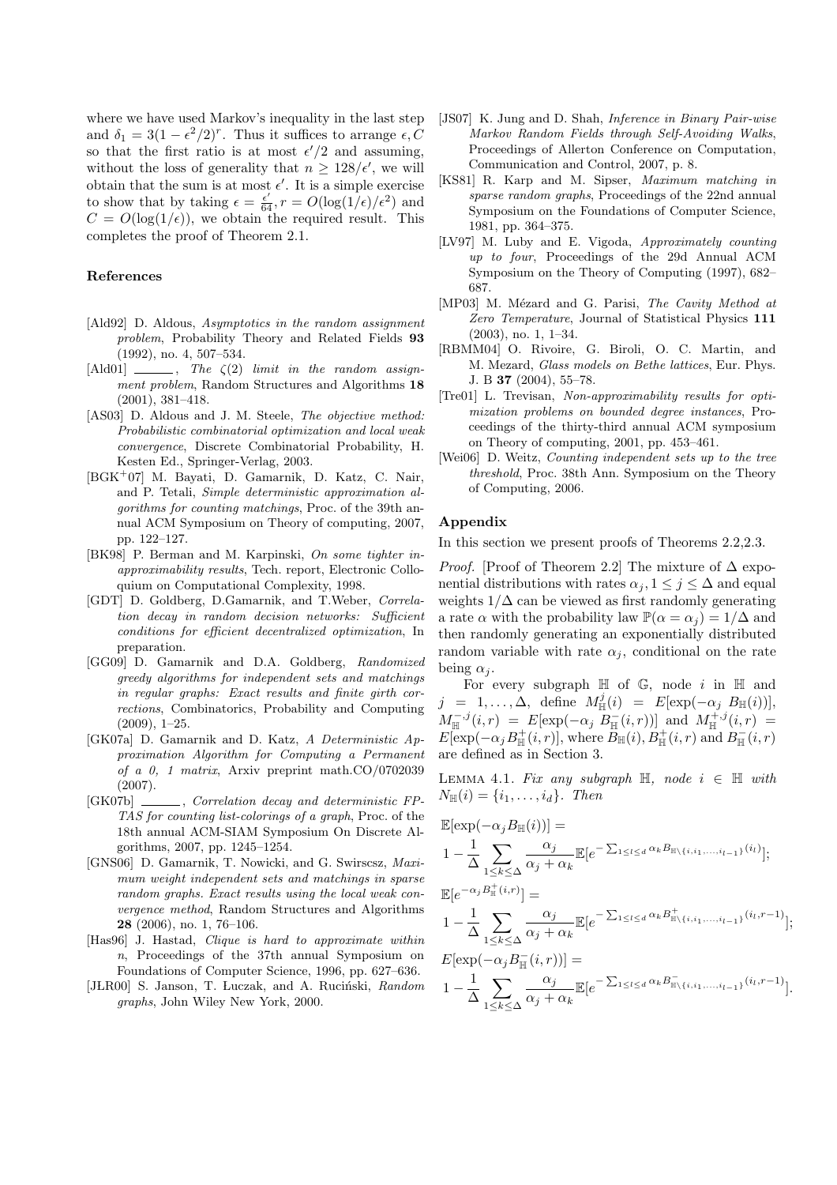where we have used Markov's inequality in the last step and $\delta_1 = 3(1-\epsilon^2/2)^r$. Thus it suffices to arrange $\epsilon, C$ so that the first ratio is at most $\epsilon'/2$ and assuming, without the loss of generality that $n \geq 128/\epsilon'$, we will obtain that the sum is at most $\epsilon'$. It is a simple exercise to show that by taking $\epsilon = \frac{\epsilon'}{64}, r = O(\log(1/\epsilon)/\epsilon^2)$ and $C = O(\log(1/\epsilon))$, we obtain the required result. This completes the proof of Theorem 2.1.

### References

[Ald92] D. Aldous, *Asymptotics in the random assignment problem*, Probability Theory and Related Fields **93** (1992), no. 4, 507–534.

[Ald01] ______, *The $\zeta(2)$ limit in the random assignment problem*, Random Structures and Algorithms **18** (2001), 381–418.

[AS03] D. Aldous and J. M. Steele, *The objective method: Probabilistic combinatorial optimization and local weak convergence*, Discrete Combinatorial Probability, H. Kesten Ed., Springer-Verlag, 2003.

[BGK+07] M. Bayati, D. Gamarnik, D. Katz, C. Nair, and P. Tetali, *Simple deterministic approximation algorithms for counting matchings*, Proc. of the 39th annual ACM Symposium on Theory of computing, 2007, pp. 122–127.

[BK98] P. Berman and M. Karpinski, *On some tighter inapproximability results*, Tech. report, Electronic Colloquium on Computational Complexity, 1998.

[GDT] D. Goldberg, D.Gamarnik, and T.Weber, *Correlation decay in random decision networks: Sufficient conditions for efficient decentralized optimization*, In preparation.

[GG09] D. Gamarnik and D.A. Goldberg, *Randomized greedy algorithms for independent sets and matchings in regular graphs: Exact results and finite girth corrections*, Combinatorics, Probability and Computing (2009), 1–25.

[GK07a] D. Gamarnik and D. Katz, *A Deterministic Approximation Algorithm for Computing a Permanent of a 0, 1 matrix*, Arxiv preprint math.CO/0702039 (2007).

[GK07b] ______, *Correlation decay and deterministic FPTAS for counting list-colorings of a graph*, Proc. of the 18th annual ACM-SIAM Symposium On Discrete Algorithms, 2007, pp. 1245–1254.

[GNS06] D. Gamarnik, T. Nowicki, and G. Swirscsz, *Maximum weight independent sets and matchings in sparse random graphs. Exact results using the local weak convergence method*, Random Structures and Algorithms **28** (2006), no. 1, 76–106.

[Has96] J. Hastad, *Clique is hard to approximate within n*, Proceedings of the 37th annual Symposium on Foundations of Computer Science, 1996, pp. 627–636.

[JŁR00] S. Janson, T. Łuczak, and A. Ruciński, *Random graphs*, John Wiley New York, 2000.

[JS07] K. Jung and D. Shah, *Inference in Binary Pair-wise Markov Random Fields through Self-Avoiding Walks*, Proceedings of Allerton Conference on Computation, Communication and Control, 2007, p. 8.

[KS81] R. Karp and M. Sipser, *Maximum matching in sparse random graphs*, Proceedings of the 22nd annual Symposium on the Foundations of Computer Science, 1981, pp. 364–375.

[LV97] M. Luby and E. Vigoda, *Approximately counting up to four*, Proceedings of the 29d Annual ACM Symposium on the Theory of Computing (1997), 682–687.

[MP03] M. Mézard and G. Parisi, *The Cavity Method at Zero Temperature*, Journal of Statistical Physics **111** (2003), no. 1, 1–34.

[RBMM04] O. Rivoire, G. Biroli, O. C. Martin, and M. Mezard, *Glass models on Bethe lattices*, Eur. Phys. J. B **37** (2004), 55–78.

[Tre01] L. Trevisan, *Non-approximability results for optimization problems on bounded degree instances*, Proceedings of the thirty-third annual ACM symposium on Theory of computing, 2001, pp. 453–461.

[Wei06] D. Weitz, *Counting independent sets up to the tree threshold*, Proc. 38th Ann. Symposium on the Theory of Computing, 2006.

### Appendix

In this section we present proofs of Theorems 2.2,2.3.

*Proof.* [Proof of Theorem 2.2] The mixture of $\Delta$ exponential distributions with rates $\alpha_j, 1 \leq j \leq \Delta$ and equal weights $1/\Delta$ can be viewed as first randomly generating a rate $\alpha$ with the probability law $\mathbb{P}(\alpha = \alpha_j) = 1/\Delta$ and then randomly generating an exponentially distributed random variable with rate $\alpha_j$, conditional on the rate being $\alpha_j$.

For every subgraph $\mathbb{H}$ of $\mathbb{G}$, node $i$ in $\mathbb{H}$ and $j = 1, \ldots, \Delta$, define $M^j_{\mathbb{H}}(i) = E[\exp(-\alpha_j\ B_{\mathbb{H}}(i))]$, $M^{-,j}_{\mathbb{H}}(i,r) = E[\exp(-\alpha_j\ B^-_{\mathbb{H}}(i,r))]$ and $M^{+,j}_{\mathbb{H}}(i,r) = E[\exp(-\alpha_j B^+_{\mathbb{H}}(i,r)]$, where $B_{\mathbb{H}}(i), B^+_{\mathbb{H}}(i,r)$ and $B^-_{\mathbb{H}}(i,r)$ are defined as in Section 3.

Lemma 4.1. *Fix any subgraph $\mathbb{H}$, node $i \in \mathbb{H}$ with $N_{\mathbb{H}}(i) = \{i_1, \ldots, i_d\}$. Then*

$$\mathbb{E}[\exp(-\alpha_j B_{\mathbb{H}}(i))] = 1 - \frac{1}{\Delta}\sum_{1\leq k\leq \Delta}\frac{\alpha_j}{\alpha_j+\alpha_k}\mathbb{E}[e^{-\sum_{1\leq l\leq d}\alpha_k B_{\mathbb{H}\setminus\{i,i_1,\ldots,i_{l-1}\}}(i_l)}];$$

$$\mathbb{E}[e^{-\alpha_j B^+_{\mathbb{H}}(i,r)}] = 1 - \frac{1}{\Delta}\sum_{1\leq k\leq \Delta}\frac{\alpha_j}{\alpha_j+\alpha_k}\mathbb{E}[e^{-\sum_{1\leq l\leq d}\alpha_k B^+_{\mathbb{H}\setminus\{i,i_1,\ldots,i_{l-1}\}}(i_l,r-1)}];$$

$$E[\exp(-\alpha_j B^-_{\mathbb{H}}(i,r))] = 1 - \frac{1}{\Delta}\sum_{1\leq k\leq \Delta}\frac{\alpha_j}{\alpha_j+\alpha_k}\mathbb{E}[e^{-\sum_{1\leq l\leq d}\alpha_k B^-_{\mathbb{H}\setminus\{i,i_1,\ldots,i_{l-1}\}}(i_l,r-1)}].$$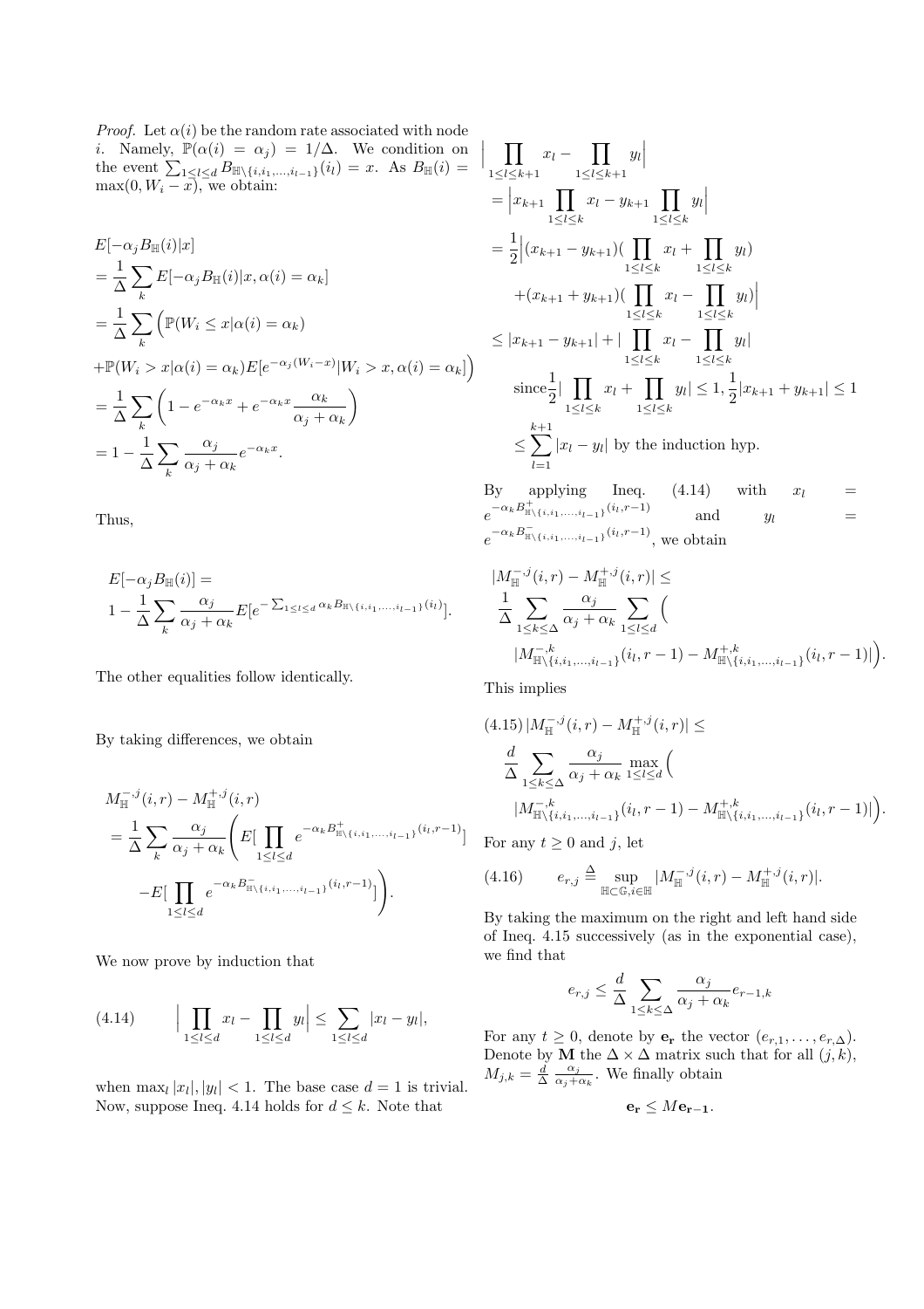*Proof.* Let $\alpha(i)$ be the random rate associated with node $i$. Namely, $\mathbb{P}(\alpha(i) = \alpha_j) = 1/\Delta$. We condition on the event $\sum_{1\le l\le d} B_{\mathbb{H}\setminus\{i,i_1,\ldots,i_{l-1}\}}(i_l) = x$. As $B_{\mathbb{H}}(i) = \max(0, W_i - x)$, we obtain:

$$
\begin{aligned}
&E[-\alpha_j B_{\mathbb{H}}(i)|x] \\
&= \frac{1}{\Delta}\sum_k E[-\alpha_j B_{\mathbb{H}}(i)|x, \alpha(i) = \alpha_k] \\
&= \frac{1}{\Delta}\sum_k \Big(\mathbb{P}(W_i \le x|\alpha(i) = \alpha_k) \\
&+ \mathbb{P}(W_i > x|\alpha(i) = \alpha_k) E[e^{-\alpha_j (W_i - x)}|W_i > x, \alpha(i) = \alpha_k]\Big) \\
&= \frac{1}{\Delta}\sum_k \left(1 - e^{-\alpha_k x} + e^{-\alpha_k x}\frac{\alpha_k}{\alpha_j + \alpha_k}\right) \\
&= 1 - \frac{1}{\Delta}\sum_k \frac{\alpha_j}{\alpha_j + \alpha_k} e^{-\alpha_k x}.
\end{aligned}
$$

Thus,

$$
E[-\alpha_j B_{\mathbb{H}}(i)] = 1 - \frac{1}{\Delta}\sum_k \frac{\alpha_j}{\alpha_j + \alpha_k} E[e^{-\sum_{1\le l\le d}\alpha_k B_{\mathbb{H}\setminus\{i,i_1,\ldots,i_{l-1}\}}(i_l)}].
$$

The other equalities follow identically.

By taking differences, we obtain

$$
\begin{aligned}
&M^{-,j}_{\mathbb{H}}(i,r) - M^{+,j}_{\mathbb{H}}(i,r) \\
&= \frac{1}{\Delta}\sum_k \frac{\alpha_j}{\alpha_j + \alpha_k}\Bigg(E[\prod_{1\le l\le d} e^{-\alpha_k B^{+}_{\mathbb{H}\setminus\{i,i_1,\ldots,i_{l-1}\}}(i_l, r-1)}] \\
&\quad - E[\prod_{1\le l\le d} e^{-\alpha_k B^{-}_{\mathbb{H}\setminus\{i,i_1,\ldots,i_{l-1}\}}(i_l, r-1)}]\Bigg).
\end{aligned}
$$

We now prove by induction that

$$
\Big|\prod_{1\le l\le d} x_l - \prod_{1\le l\le d} y_l\Big| \le \sum_{1\le l\le d} |x_l - y_l|, \tag{4.14}
$$

when $\max_l |x_l|, |y_l| < 1$. The base case $d = 1$ is trivial. Now, suppose Ineq. 4.14 holds for $d \le k$. Note that

$$
\begin{aligned}
&\Big|\prod_{1\le l\le k+1} x_l - \prod_{1\le l\le k+1} y_l\Big| \\
&= \Big|x_{k+1}\prod_{1\le l\le k} x_l - y_{k+1}\prod_{1\le l\le k} y_l\Big| \\
&= \frac{1}{2}\Big|(x_{k+1} - y_{k+1})(\prod_{1\le l\le k} x_l + \prod_{1\le l\le k} y_l) \\
&\quad + (x_{k+1} + y_{k+1})(\prod_{1\le l\le k} x_l - \prod_{1\le l\le k} y_l)\Big| \\
&\le |x_{k+1} - y_{k+1}| + |\prod_{1\le l\le k} x_l - \prod_{1\le l\le k} y_l| \\
&\quad \text{since} \frac{1}{2}|\prod_{1\le l\le k} x_l + \prod_{1\le l\le k} y_l| \le 1, \frac{1}{2}|x_{k+1} + y_{k+1}| \le 1 \\
&\le \sum_{l=1}^{k+1} |x_l - y_l| \text{ by the induction hyp.}
\end{aligned}
$$

By applying Ineq. (4.14) with $x_l = e^{-\alpha_k B^{+}_{\mathbb{H}\setminus\{i,i_1,\ldots,i_{l-1}\}}(i_l, r-1)}$ and $y_l = e^{-\alpha_k B^{-}_{\mathbb{H}\setminus\{i,i_1,\ldots,i_{l-1}\}}(i_l, r-1)}$, we obtain

$$
\begin{aligned}
&|M^{-,j}_{\mathbb{H}}(i,r) - M^{+,j}_{\mathbb{H}}(i,r)| \le \\
&\frac{1}{\Delta}\sum_{1\le k\le \Delta}\frac{\alpha_j}{\alpha_j + \alpha_k}\sum_{1\le l\le d}\Big( \\
&\quad |M^{-,k}_{\mathbb{H}\setminus\{i,i_1,\ldots,i_{l-1}\}}(i_l, r-1) - M^{+,k}_{\mathbb{H}\setminus\{i,i_1,\ldots,i_{l-1}\}}(i_l, r-1)|\Big).
\end{aligned}
$$

This implies

$$
\begin{aligned}
&|M^{-,j}_{\mathbb{H}}(i,r) - M^{+,j}_{\mathbb{H}}(i,r)| \le \\
&\frac{d}{\Delta}\sum_{1\le k\le \Delta}\frac{\alpha_j}{\alpha_j + \alpha_k}\max_{1\le l\le d}\Big( \\
&\quad |M^{-,k}_{\mathbb{H}\setminus\{i,i_1,\ldots,i_{l-1}\}}(i_l, r-1) - M^{+,k}_{\mathbb{H}\setminus\{i,i_1,\ldots,i_{l-1}\}}(i_l, r-1)|\Big).
\end{aligned} \tag{4.15}
$$

For any $t \ge 0$ and $j$, let

$$
e_{r,j} \triangleq \sup_{\mathbb{H}\subset\mathbb{G}, i\in\mathbb{H}} |M^{-,j}_{\mathbb{H}}(i,r) - M^{+,j}_{\mathbb{H}}(i,r)|. \tag{4.16}
$$

By taking the maximum on the right and left hand side of Ineq. 4.15 successively (as in the exponential case), we find that

$$
e_{r,j} \le \frac{d}{\Delta}\sum_{1\le k\le \Delta}\frac{\alpha_j}{\alpha_j + \alpha_k} e_{r-1,k}
$$

For any $t \ge 0$, denote by $\mathbf{e_r}$ the vector $(e_{r,1}, \ldots, e_{r,\Delta})$. Denote by $\mathbf{M}$ the $\Delta \times \Delta$ matrix such that for all $(j,k)$, $M_{j,k} = \frac{d}{\Delta}\frac{\alpha_j}{\alpha_j + \alpha_k}$. We finally obtain

$$
\mathbf{e_r} \le M\mathbf{e_{r-1}}.
$$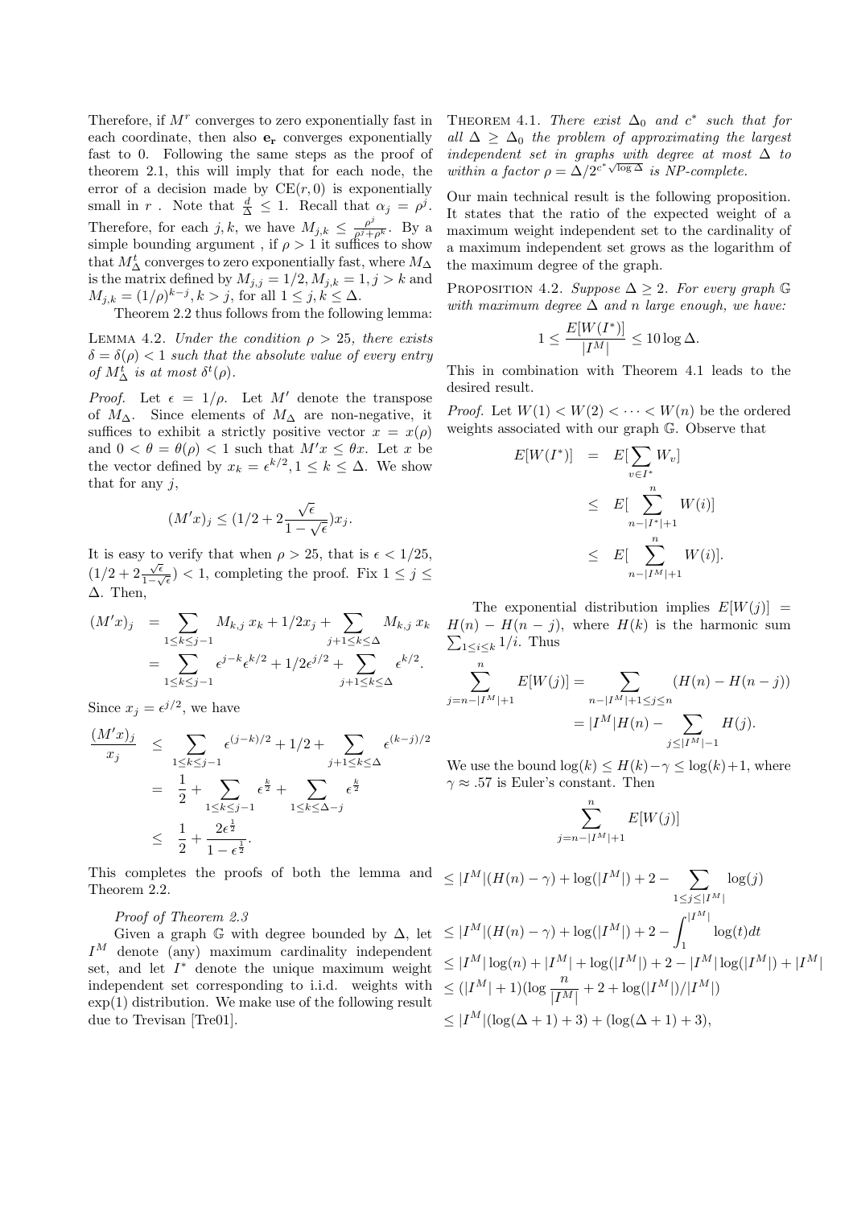Therefore, if $M^r$ converges to zero exponentially fast in each coordinate, then also $\mathbf{e_r}$ converges exponentially fast to 0. Following the same steps as the proof of theorem 2.1, this will imply that for each node, the error of a decision made by $\text{CE}(r, 0)$ is exponentially small in $r$. Note that $\frac{d}{\Delta} \leq 1$. Recall that $\alpha_j = \rho^j$. Therefore, for each $j, k$, we have $M_{j,k} \leq \frac{\rho^j}{\rho^j + \rho^k}$. By a simple bounding argument , if $\rho > 1$ it suffices to show that $M_\Delta^t$ converges to zero exponentially fast, where $M_\Delta$ is the matrix defined by $M_{j,j} = 1/2, M_{j,k} = 1, j > k$ and $M_{j,k} = (1/\rho)^{k-j}, k > j$, for all $1 \leq j, k \leq \Delta$.

Theorem 2.2 thus follows from the following lemma:

Lemma 4.2. *Under the condition $\rho > 25$, there exists $\delta = \delta(\rho) < 1$ such that the absolute value of every entry of $M_\Delta^t$ is at most $\delta^t(\rho)$.*

*Proof.* Let $\epsilon = 1/\rho$. Let $M'$ denote the transpose of $M_\Delta$. Since elements of $M_\Delta$ are non-negative, it suffices to exhibit a strictly positive vector $x = x(\rho)$ and $0 < \theta = \theta(\rho) < 1$ such that $M'x \leq \theta x$. Let $x$ be the vector defined by $x_k = \epsilon^{k/2}, 1 \leq k \leq \Delta$. We show that for any $j$,

$$(M'x)_j \leq (1/2 + 2\frac{\sqrt{\epsilon}}{1-\sqrt{\epsilon}})x_j.$$

It is easy to verify that when $\rho > 25$, that is $\epsilon < 1/25$, $(1/2 + 2\frac{\sqrt{\epsilon}}{1-\sqrt{\epsilon}}) < 1$, completing the proof. Fix $1 \leq j \leq \Delta$. Then,

$$\begin{aligned}
(M'x)_j &= \sum_{1 \leq k \leq j-1} M_{k,j}\, x_k + 1/2 x_j + \sum_{j+1 \leq k \leq \Delta} M_{k,j}\, x_k \\
&= \sum_{1 \leq k \leq j-1} \epsilon^{j-k} \epsilon^{k/2} + 1/2 \epsilon^{j/2} + \sum_{j+1 \leq k \leq \Delta} \epsilon^{k/2}.
\end{aligned}$$

Since $x_j = \epsilon^{j/2}$, we have

$$\begin{aligned}
\frac{(M'x)_j}{x_j} &\leq \sum_{1 \leq k \leq j-1} \epsilon^{(j-k)/2} + 1/2 + \sum_{j+1 \leq k \leq \Delta} \epsilon^{(k-j)/2} \\
&= \frac{1}{2} + \sum_{1 \leq k \leq j-1} \epsilon^{\frac{k}{2}} + \sum_{1 \leq k \leq \Delta - j} \epsilon^{\frac{k}{2}} \\
&\leq \frac{1}{2} + \frac{2\epsilon^{\frac{1}{2}}}{1-\epsilon^{\frac{1}{2}}}.
\end{aligned}$$

This completes the proofs of both the lemma and Theorem 2.2.

*Proof of Theorem 2.3*

Given a graph $\mathbb{G}$ with degree bounded by $\Delta$, let $I^M$ denote (any) maximum cardinality independent set, and let $I^*$ denote the unique maximum weight independent set corresponding to i.i.d. weights with $\exp(1)$ distribution. We make use of the following result due to Trevisan [Tre01].

Theorem 4.1. *There exist $\Delta_0$ and $c^*$ such that for all $\Delta \geq \Delta_0$ the problem of approximating the largest independent set in graphs with degree at most $\Delta$ to within a factor $\rho = \Delta/2^{c^*\sqrt{\log \Delta}}$ is NP-complete.*

Our main technical result is the following proposition. It states that the ratio of the expected weight of a maximum weight independent set to the cardinality of a maximum independent set grows as the logarithm of the maximum degree of the graph.

Proposition 4.2. *Suppose $\Delta \geq 2$. For every graph $\mathbb{G}$ with maximum degree $\Delta$ and $n$ large enough, we have:*

$$1 \leq \frac{E[W(I^*)]}{|I^M|} \leq 10 \log \Delta.$$

This in combination with Theorem 4.1 leads to the desired result.

*Proof.* Let $W(1) < W(2) < \cdots < W(n)$ be the ordered weights associated with our graph $\mathbb{G}$. Observe that

$$\begin{aligned}
E[W(I^*)] &= E[\sum_{v \in I^*} W_v] \\
&\leq E[\sum_{n-|I^*|+1}^{n} W(i)] \\
&\leq E[\sum_{n-|I^M|+1}^{n} W(i)].
\end{aligned}$$

The exponential distribution implies $E[W(j)] = H(n) - H(n-j)$, where $H(k)$ is the harmonic sum $\sum_{1 \leq i \leq k} 1/i$. Thus

$$\begin{aligned}
\sum_{j=n-|I^M|+1}^{n} E[W(j)] &= \sum_{n-|I^M|+1 \leq j \leq n} (H(n) - H(n-j)) \\
&= |I^M| H(n) - \sum_{j \leq |I^M|-1} H(j).
\end{aligned}$$

We use the bound $\log(k) \leq H(k) - \gamma \leq \log(k) + 1$, where $\gamma \approx .57$ is Euler's constant. Then

$$\sum_{j=n-|I^M|+1}^{n} E[W(j)]$$

$$\begin{aligned}
&\leq |I^M|(H(n) - \gamma) + \log(|I^M|) + 2 - \sum_{1 \leq j \leq |I^M|} \log(j) \\
&\leq |I^M|(H(n) - \gamma) + \log(|I^M|) + 2 - \int_1^{|I^M|} \log(t) dt \\
&\leq |I^M| \log(n) + |I^M| + \log(|I^M|) + 2 - |I^M| \log(|I^M|) + |I^M| \\
&\leq (|I^M| + 1)(\log \frac{n}{|I^M|} + 2 + \log(|I^M|)/|I^M|) \\
&\leq |I^M|(\log(\Delta + 1) + 3) + (\log(\Delta + 1) + 3),
\end{aligned}$$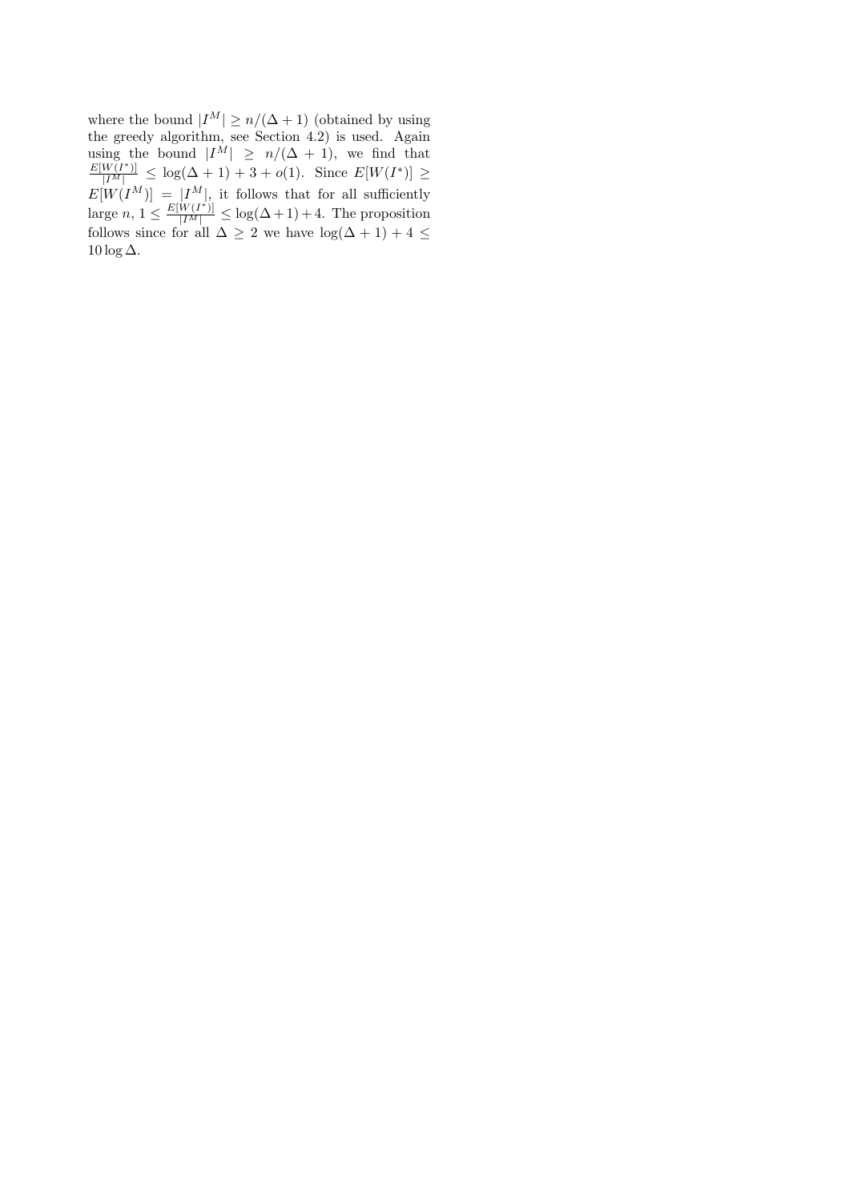where the bound $|I^M| \geq n/(\Delta+1)$ (obtained by using the greedy algorithm, see Section 4.2) is used. Again using the bound $|I^M| \geq n/(\Delta+1)$, we find that $\frac{E[W(I^*)]}{|I^M|} \leq \log(\Delta+1) + 3 + o(1)$. Since $E[W(I^*)] \geq E[W(I^M)] = |I^M|$, it follows that for all sufficiently large $n$, $1 \leq \frac{E[W(I^*)]}{|I^M|} \leq \log(\Delta+1)+4$. The proposition follows since for all $\Delta \geq 2$ we have $\log(\Delta+1) + 4 \leq 10 \log \Delta$.